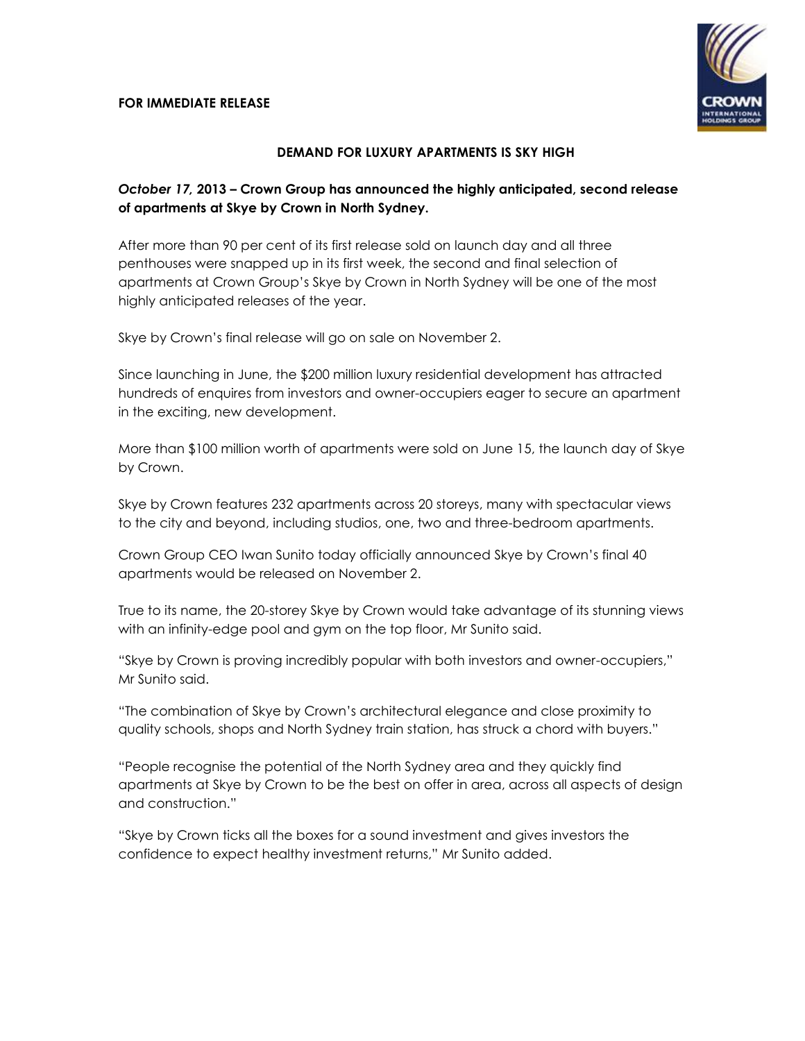**FOR IMMEDIATE RELEASE**

**DEMAND FOR LUXURY APARTMENTS IS SKY HIGH**

***October 17,* 2013 – Crown Group has announced the highly anticipated, second release of apartments at Skye by Crown in North Sydney.**

After more than 90 per cent of its first release sold on launch day and all three penthouses were snapped up in its first week, the second and final selection of apartments at Crown Group's Skye by Crown in North Sydney will be one of the most highly anticipated releases of the year.

Skye by Crown's final release will go on sale on November 2.

Since launching in June, the $200 million luxury residential development has attracted hundreds of enquires from investors and owner-occupiers eager to secure an apartment in the exciting, new development.

More than $100 million worth of apartments were sold on June 15, the launch day of Skye by Crown.

Skye by Crown features 232 apartments across 20 storeys, many with spectacular views to the city and beyond, including studios, one, two and three-bedroom apartments.

Crown Group CEO Iwan Sunito today officially announced Skye by Crown's final 40 apartments would be released on November 2.

True to its name, the 20-storey Skye by Crown would take advantage of its stunning views with an infinity-edge pool and gym on the top floor, Mr Sunito said.

"Skye by Crown is proving incredibly popular with both investors and owner-occupiers," Mr Sunito said.

"The combination of Skye by Crown's architectural elegance and close proximity to quality schools, shops and North Sydney train station, has struck a chord with buyers."

"People recognise the potential of the North Sydney area and they quickly find apartments at Skye by Crown to be the best on offer in area, across all aspects of design and construction."

"Skye by Crown ticks all the boxes for a sound investment and gives investors the confidence to expect healthy investment returns," Mr Sunito added.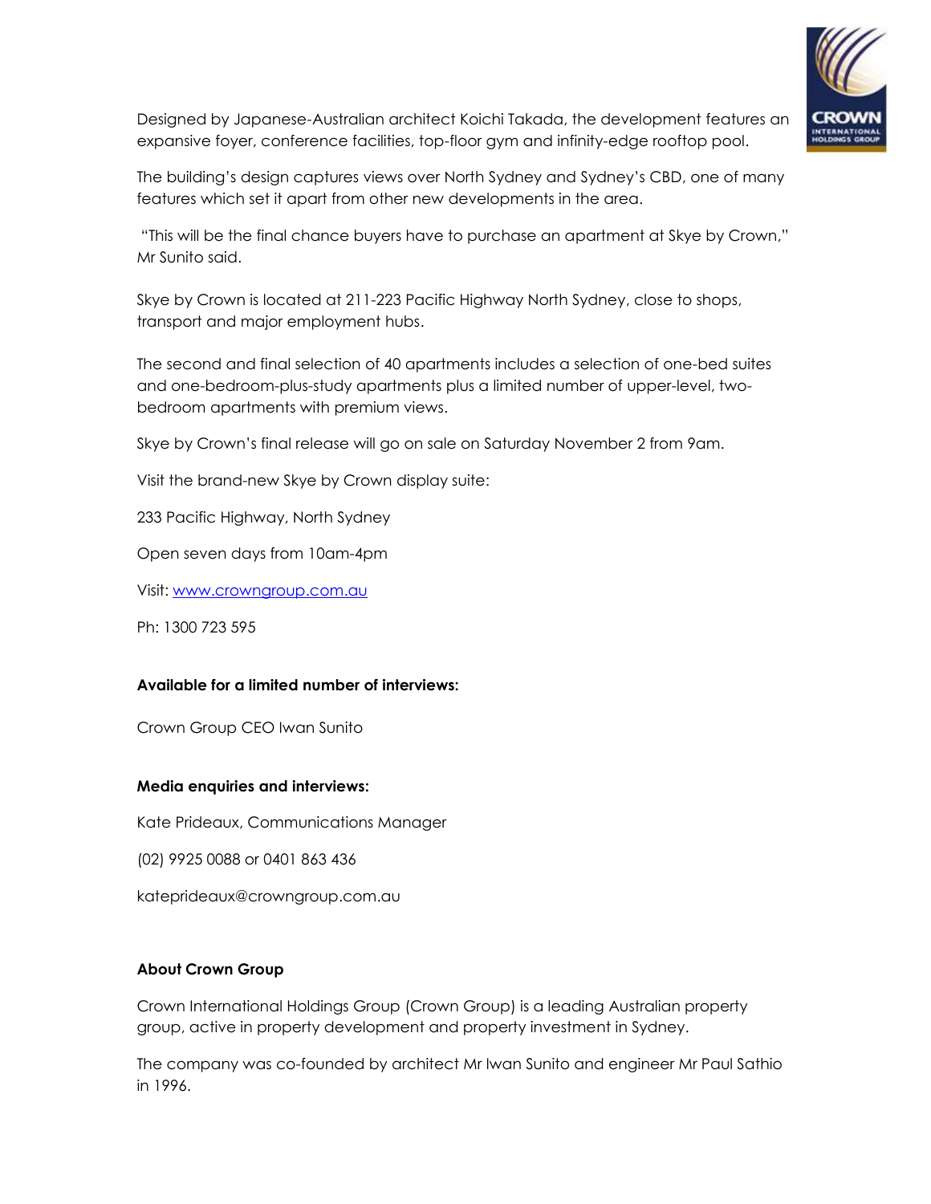Designed by Japanese-Australian architect Koichi Takada, the development features an expansive foyer, conference facilities, top-floor gym and infinity-edge rooftop pool.

The building's design captures views over North Sydney and Sydney's CBD, one of many features which set it apart from other new developments in the area.

"This will be the final chance buyers have to purchase an apartment at Skye by Crown," Mr Sunito said.

Skye by Crown is located at 211-223 Pacific Highway North Sydney, close to shops, transport and major employment hubs.

The second and final selection of 40 apartments includes a selection of one-bed suites and one-bedroom-plus-study apartments plus a limited number of upper-level, two-bedroom apartments with premium views.

Skye by Crown's final release will go on sale on Saturday November 2 from 9am.

Visit the brand-new Skye by Crown display suite:

233 Pacific Highway, North Sydney

Open seven days from 10am-4pm

Visit: [www.crowngroup.com.au](http://www.crowngroup.com.au)

Ph: 1300 723 595

**Available for a limited number of interviews:**

Crown Group CEO Iwan Sunito

**Media enquiries and interviews:**

Kate Prideaux, Communications Manager

(02) 9925 0088 or 0401 863 436

kateprideaux@crowngroup.com.au

**About Crown Group**

Crown International Holdings Group (Crown Group) is a leading Australian property group, active in property development and property investment in Sydney.

The company was co-founded by architect Mr Iwan Sunito and engineer Mr Paul Sathio in 1996.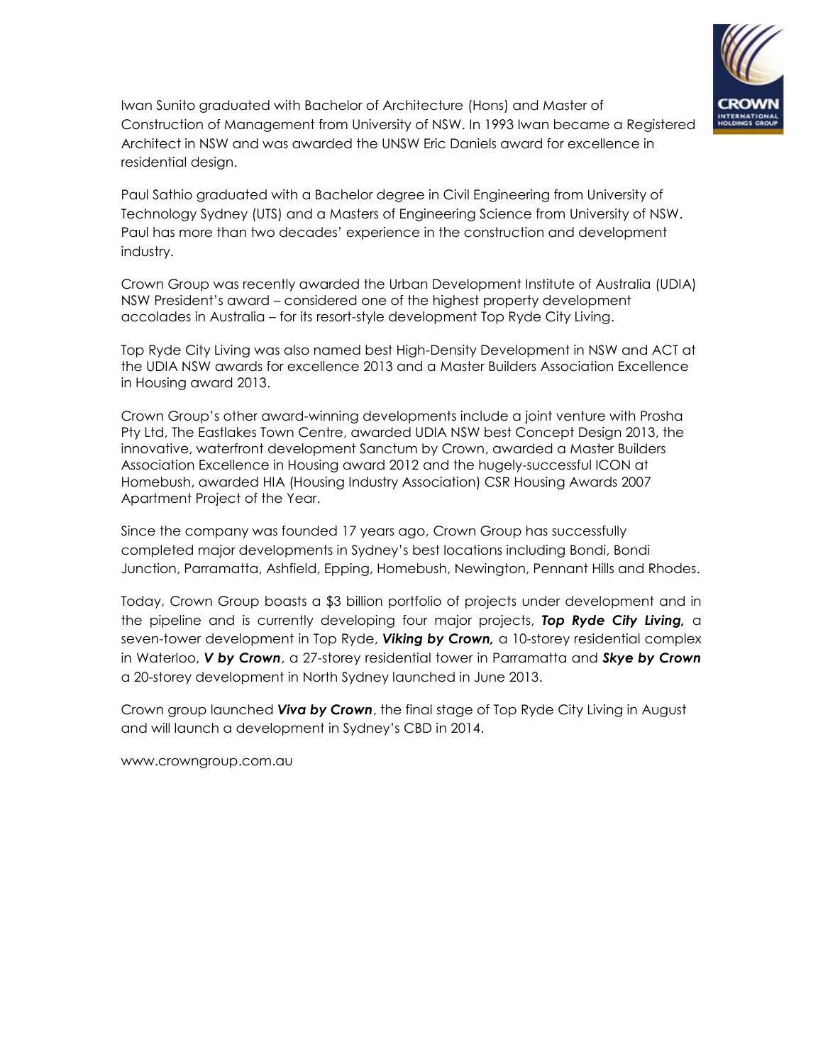Iwan Sunito graduated with Bachelor of Architecture (Hons) and Master of Construction of Management from University of NSW. In 1993 Iwan became a Registered Architect in NSW and was awarded the UNSW Eric Daniels award for excellence in residential design.

Paul Sathio graduated with a Bachelor degree in Civil Engineering from University of Technology Sydney (UTS) and a Masters of Engineering Science from University of NSW. Paul has more than two decades' experience in the construction and development industry.

Crown Group was recently awarded the Urban Development Institute of Australia (UDIA) NSW President's award – considered one of the highest property development accolades in Australia – for its resort-style development Top Ryde City Living.

Top Ryde City Living was also named best High-Density Development in NSW and ACT at the UDIA NSW awards for excellence 2013 and a Master Builders Association Excellence in Housing award 2013.

Crown Group's other award-winning developments include a joint venture with Prosha Pty Ltd, The Eastlakes Town Centre, awarded UDIA NSW best Concept Design 2013, the innovative, waterfront development Sanctum by Crown, awarded a Master Builders Association Excellence in Housing award 2012 and the hugely-successful ICON at Homebush, awarded HIA (Housing Industry Association) CSR Housing Awards 2007 Apartment Project of the Year.

Since the company was founded 17 years ago, Crown Group has successfully completed major developments in Sydney's best locations including Bondi, Bondi Junction, Parramatta, Ashfield, Epping, Homebush, Newington, Pennant Hills and Rhodes.

Today, Crown Group boasts a $3 billion portfolio of projects under development and in the pipeline and is currently developing four major projects, ***Top Ryde City Living,*** a seven-tower development in Top Ryde, ***Viking by Crown,*** a 10-storey residential complex in Waterloo, ***V by Crown***, a 27-storey residential tower in Parramatta and ***Skye by Crown*** a 20-storey development in North Sydney launched in June 2013.

Crown group launched ***Viva by Crown***, the final stage of Top Ryde City Living in August and will launch a development in Sydney's CBD in 2014.

www.crowngroup.com.au